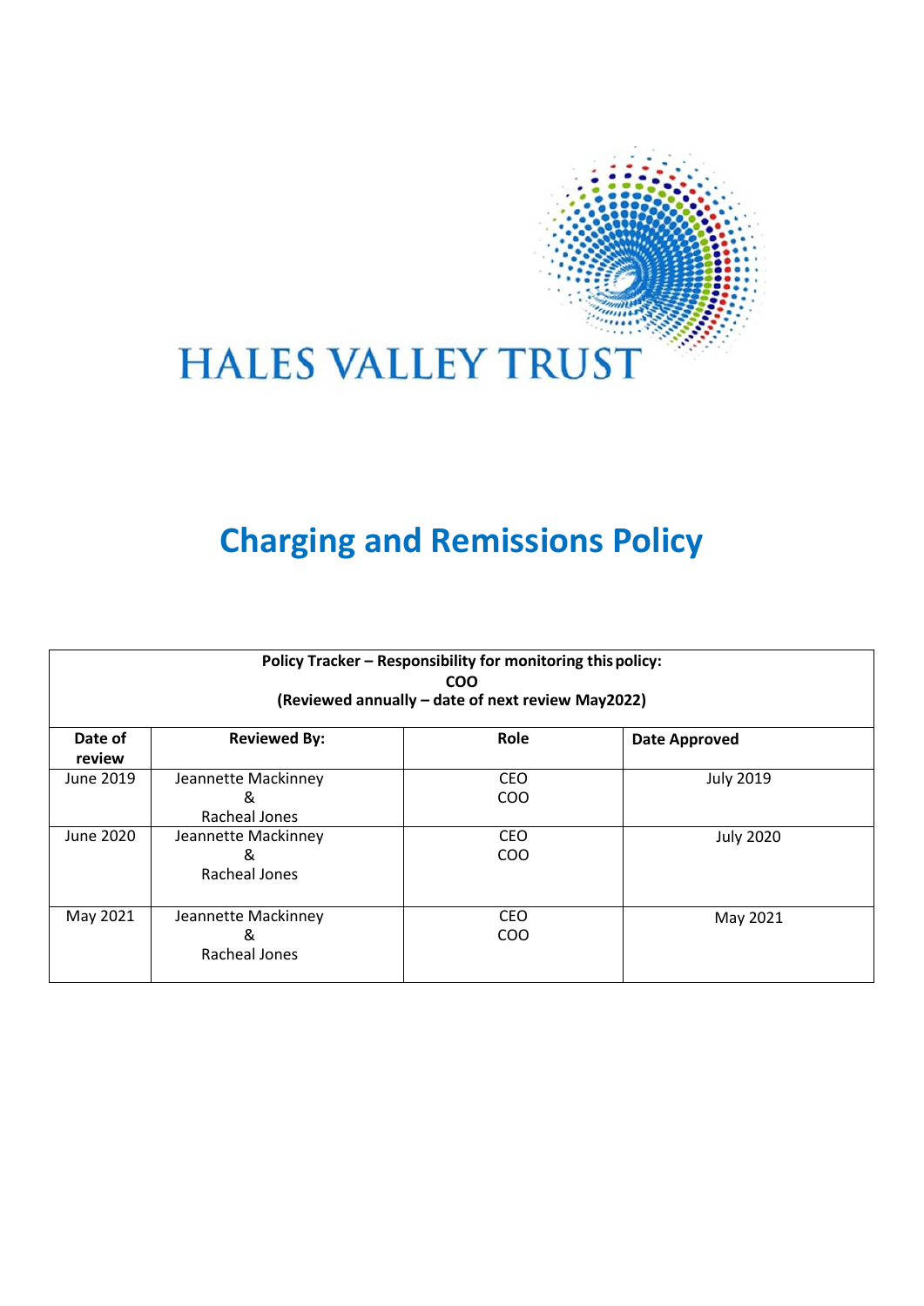HALES VALLEY TRUST

# Charging and Remissions Policy

| Policy Tracker – Responsibility for monitoring this policy: COO (Reviewed annually – date of next review May2022) | | | |
|---|---|---|---|
| **Date of review** | **Reviewed By:** | **Role** | **Date Approved** |
| June 2019 | Jeannette Mackinney & Racheal Jones | CEO COO | July 2019 |
| June 2020 | Jeannette Mackinney & Racheal Jones | CEO COO | July 2020 |
| May 2021 | Jeannette Mackinney & Racheal Jones | CEO COO | May 2021 |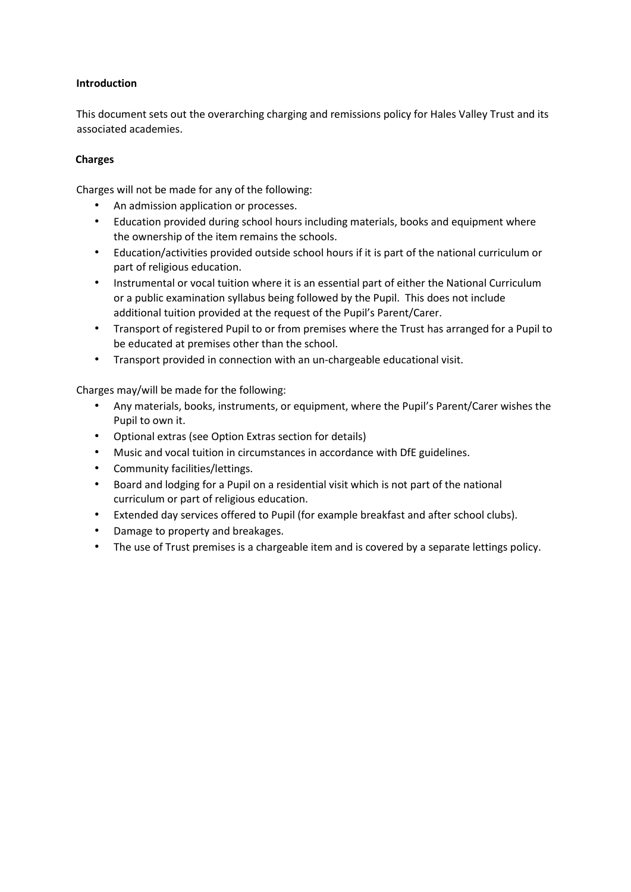## Introduction

This document sets out the overarching charging and remissions policy for Hales Valley Trust and its associated academies.

## Charges

Charges will not be made for any of the following:

- An admission application or processes.
- Education provided during school hours including materials, books and equipment where the ownership of the item remains the schools.
- Education/activities provided outside school hours if it is part of the national curriculum or part of religious education.
- Instrumental or vocal tuition where it is an essential part of either the National Curriculum or a public examination syllabus being followed by the Pupil. This does not include additional tuition provided at the request of the Pupil's Parent/Carer.
- Transport of registered Pupil to or from premises where the Trust has arranged for a Pupil to be educated at premises other than the school.
- Transport provided in connection with an un-chargeable educational visit.

Charges may/will be made for the following:

- Any materials, books, instruments, or equipment, where the Pupil's Parent/Carer wishes the Pupil to own it.
- Optional extras (see Option Extras section for details)
- Music and vocal tuition in circumstances in accordance with DfE guidelines.
- Community facilities/lettings.
- Board and lodging for a Pupil on a residential visit which is not part of the national curriculum or part of religious education.
- Extended day services offered to Pupil (for example breakfast and after school clubs).
- Damage to property and breakages.
- The use of Trust premises is a chargeable item and is covered by a separate lettings policy.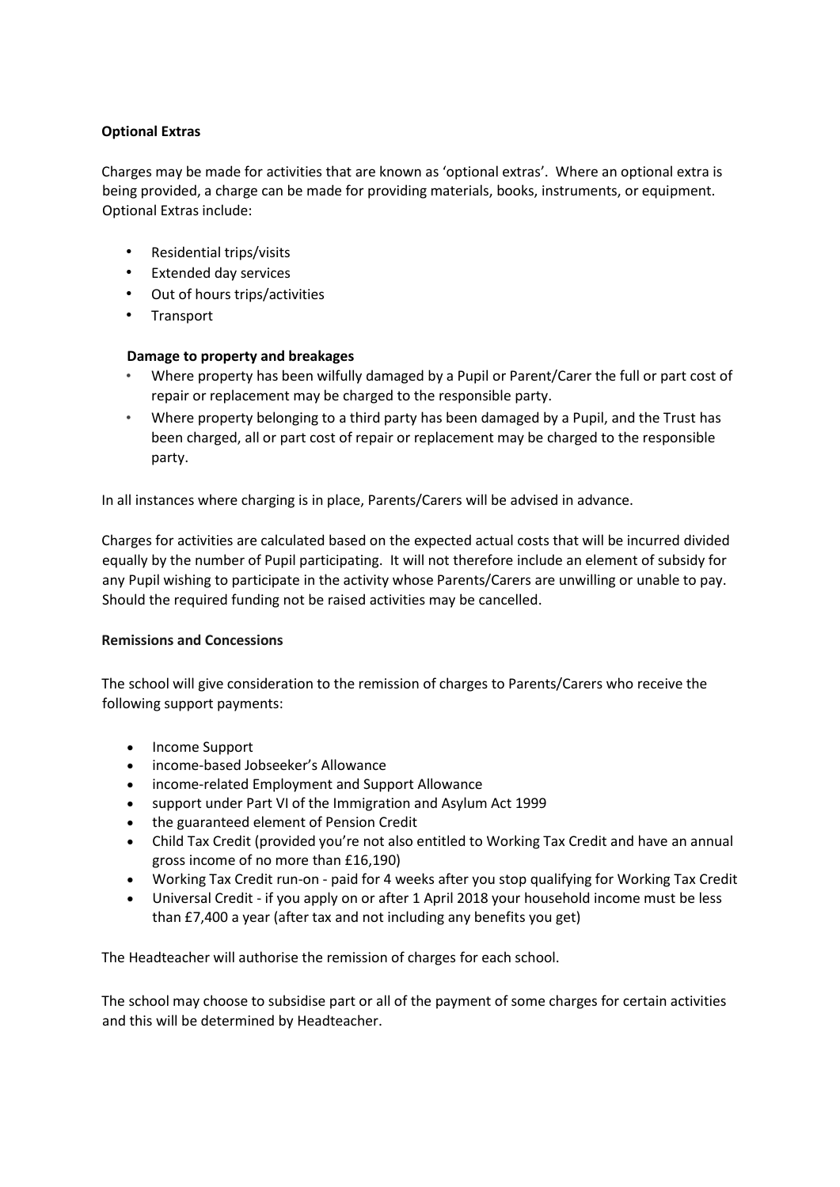**Optional Extras**

Charges may be made for activities that are known as 'optional extras'. Where an optional extra is being provided, a charge can be made for providing materials, books, instruments, or equipment. Optional Extras include:

- Residential trips/visits
- Extended day services
- Out of hours trips/activities
- Transport

**Damage to property and breakages**

- Where property has been wilfully damaged by a Pupil or Parent/Carer the full or part cost of repair or replacement may be charged to the responsible party.
- Where property belonging to a third party has been damaged by a Pupil, and the Trust has been charged, all or part cost of repair or replacement may be charged to the responsible party.

In all instances where charging is in place, Parents/Carers will be advised in advance.

Charges for activities are calculated based on the expected actual costs that will be incurred divided equally by the number of Pupil participating. It will not therefore include an element of subsidy for any Pupil wishing to participate in the activity whose Parents/Carers are unwilling or unable to pay. Should the required funding not be raised activities may be cancelled.

**Remissions and Concessions**

The school will give consideration to the remission of charges to Parents/Carers who receive the following support payments:

- Income Support
- income-based Jobseeker's Allowance
- income-related Employment and Support Allowance
- support under Part VI of the Immigration and Asylum Act 1999
- the guaranteed element of Pension Credit
- Child Tax Credit (provided you're not also entitled to Working Tax Credit and have an annual gross income of no more than £16,190)
- Working Tax Credit run-on - paid for 4 weeks after you stop qualifying for Working Tax Credit
- Universal Credit - if you apply on or after 1 April 2018 your household income must be less than £7,400 a year (after tax and not including any benefits you get)

The Headteacher will authorise the remission of charges for each school.

The school may choose to subsidise part or all of the payment of some charges for certain activities and this will be determined by Headteacher.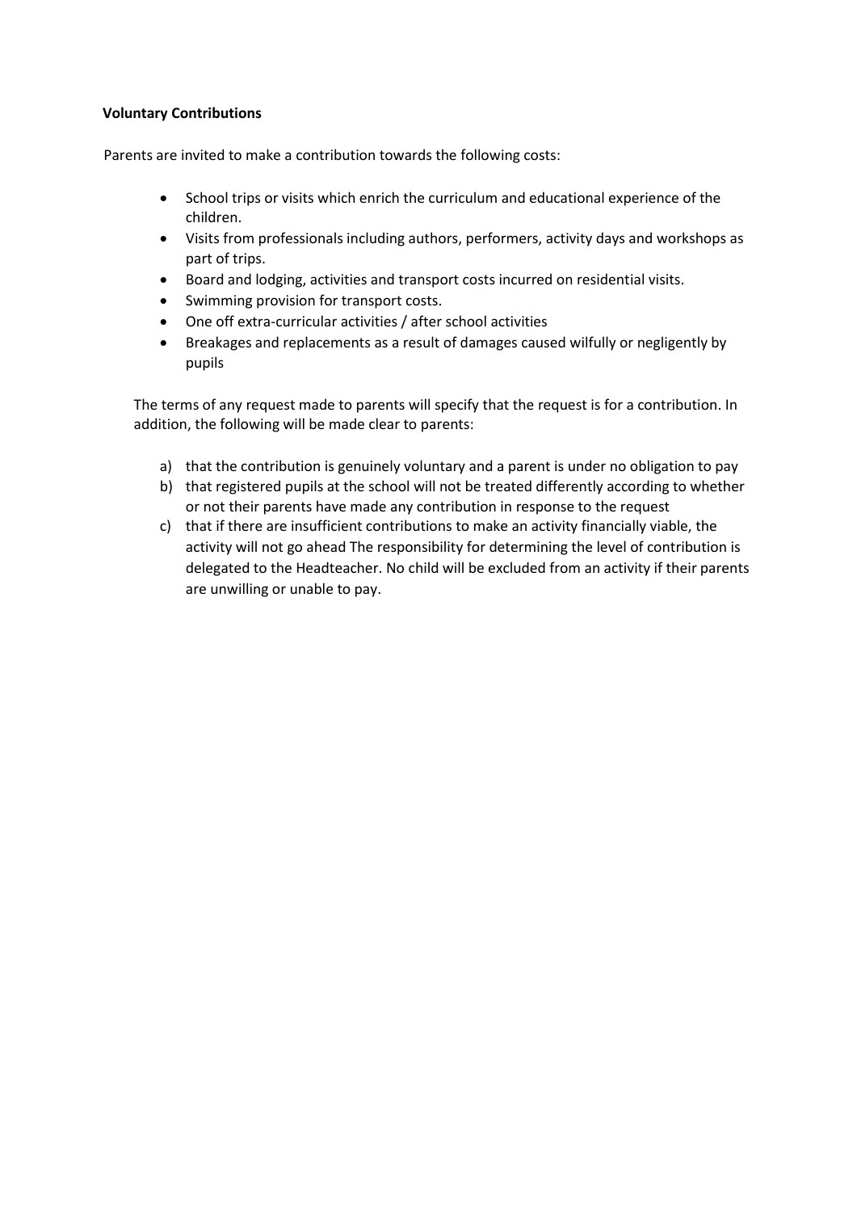**Voluntary Contributions**

Parents are invited to make a contribution towards the following costs:

- School trips or visits which enrich the curriculum and educational experience of the children.
- Visits from professionals including authors, performers, activity days and workshops as part of trips.
- Board and lodging, activities and transport costs incurred on residential visits.
- Swimming provision for transport costs.
- One off extra-curricular activities / after school activities
- Breakages and replacements as a result of damages caused wilfully or negligently by pupils

The terms of any request made to parents will specify that the request is for a contribution. In addition, the following will be made clear to parents:

a) that the contribution is genuinely voluntary and a parent is under no obligation to pay
b) that registered pupils at the school will not be treated differently according to whether or not their parents have made any contribution in response to the request
c) that if there are insufficient contributions to make an activity financially viable, the activity will not go ahead The responsibility for determining the level of contribution is delegated to the Headteacher. No child will be excluded from an activity if their parents are unwilling or unable to pay.